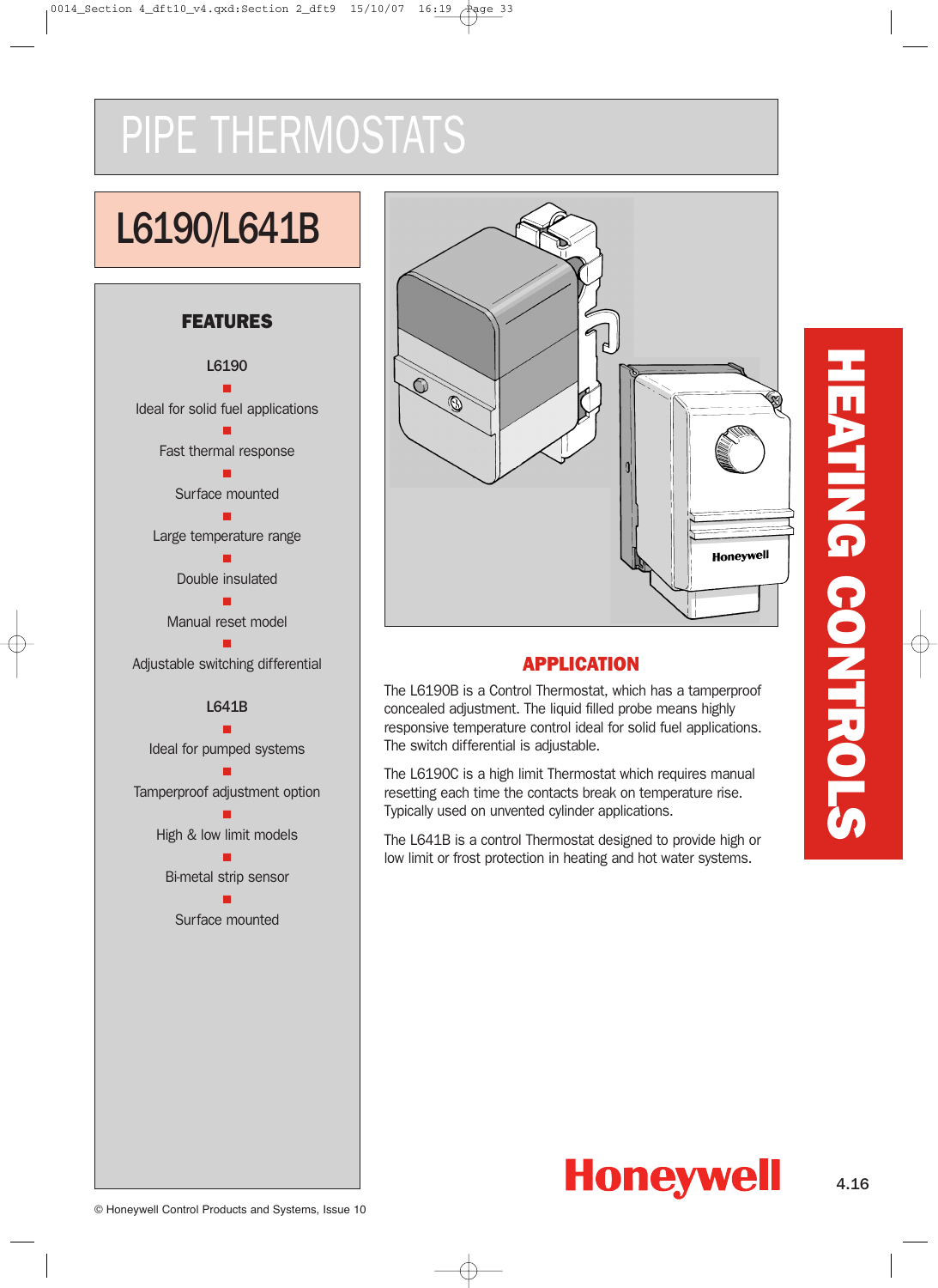# PIPE THERMOSTATS

## L6190/L641B

### FEATURES

**L6190**

- Ideal for solid fuel applications
- Fast thermal response
- Surface mounted
- Large temperature range
- Double insulated
- Manual reset model
- Adjustable switching differential

**L641B**

- Ideal for pumped systems
- Tamperproof adjustment option
- High & low limit models
- Bi-metal strip sensor
- Surface mounted

### APPLICATION

The L6190B is a Control Thermostat, which has a tamperproof concealed adjustment. The liquid filled probe means highly responsive temperature control ideal for solid fuel applications. The switch differential is adjustable.

The L6190C is a high limit Thermostat which requires manual resetting each time the contacts break on temperature rise. Typically used on unvented cylinder applications.

The L641B is a control Thermostat designed to provide high or low limit or frost protection in heating and hot water systems.

HEATING CONTROLS

Honeywell

© Honeywell Control Products and Systems, Issue 10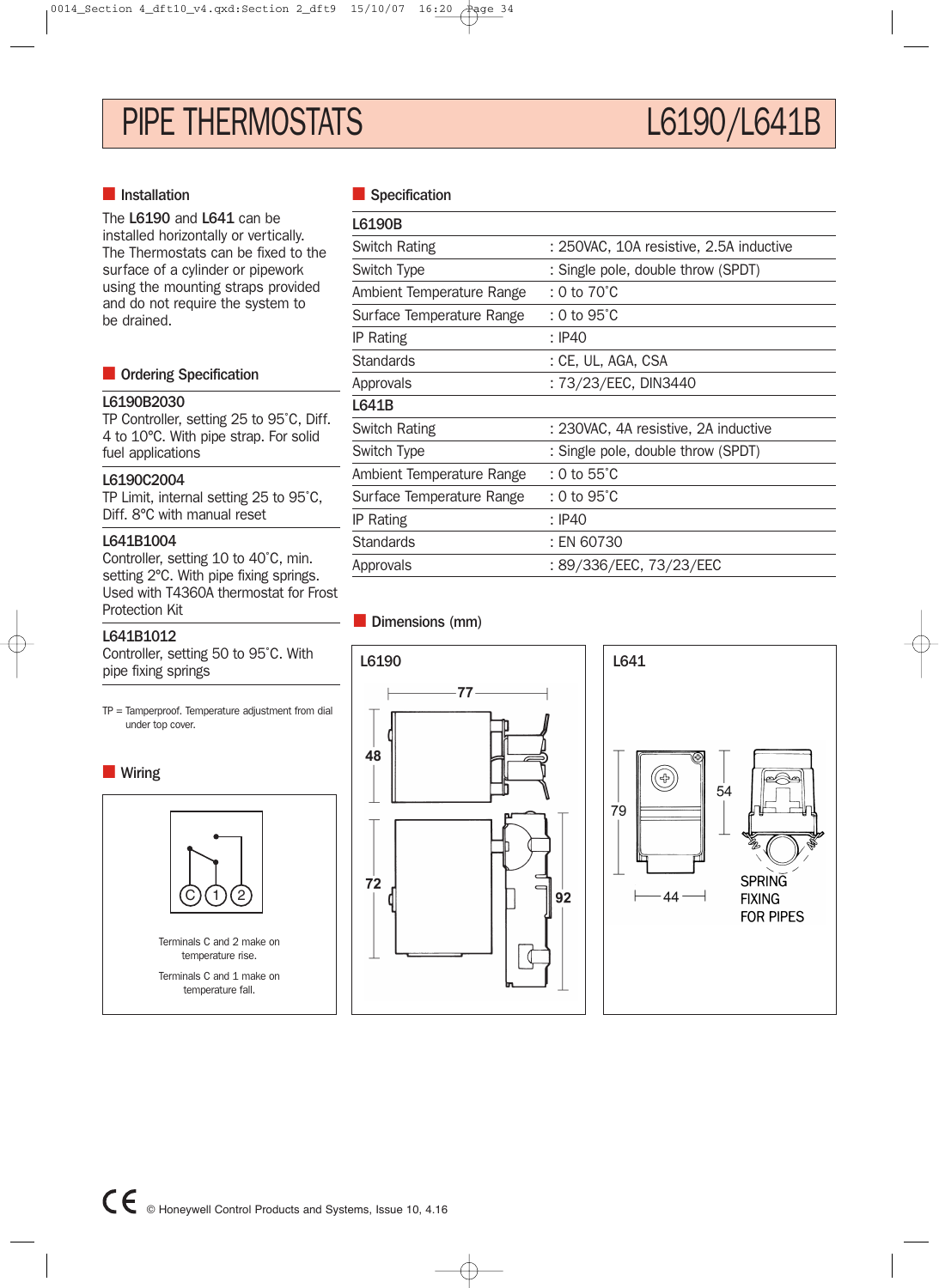# PIPE THERMOSTATS — L6190/L641B

## Installation

The **L6190** and **L641** can be installed horizontally or vertically. The Thermostats can be fixed to the surface of a cylinder or pipework using the mounting straps provided and do not require the system to be drained.

## Ordering Specification

**L6190B2030**
TP Controller, setting 25 to 95˚C, Diff. 4 to 10°C. With pipe strap. For solid fuel applications

**L6190C2004**
TP Limit, internal setting 25 to 95˚C, Diff. 8°C with manual reset

**L641B1004**
Controller, setting 10 to 40˚C, min. setting 2°C. With pipe fixing springs. Used with T4360A thermostat for Frost Protection Kit

**L641B1012**
Controller, setting 50 to 95˚C. With pipe fixing springs

TP = Tamperproof. Temperature adjustment from dial under top cover.

## Wiring

C 1 2

Terminals C and 2 make on temperature rise.

Terminals C and 1 make on temperature fall.

## Specification

| | |
|---|---|
| **L6190B** | |
| Switch Rating | : 250VAC, 10A resistive, 2.5A inductive |
| Switch Type | : Single pole, double throw (SPDT) |
| Ambient Temperature Range | : 0 to 70˚C |
| Surface Temperature Range | : 0 to 95˚C |
| IP Rating | : IP40 |
| Standards | : CE, UL, AGA, CSA |
| Approvals | : 73/23/EEC, DIN3440 |
| **L641B** | |
| Switch Rating | : 230VAC, 4A resistive, 2A inductive |
| Switch Type | : Single pole, double throw (SPDT) |
| Ambient Temperature Range | : 0 to 55˚C |
| Surface Temperature Range | : 0 to 95˚C |
| IP Rating | : IP40 |
| Standards | : EN 60730 |
| Approvals | : 89/336/EEC, 73/23/EEC |

## Dimensions (mm)

**L6190**

77
48
72
92

**L641**

79
54
44
SPRING FIXING FOR PIPES

© Honeywell Control Products and Systems, Issue 10, 4.16